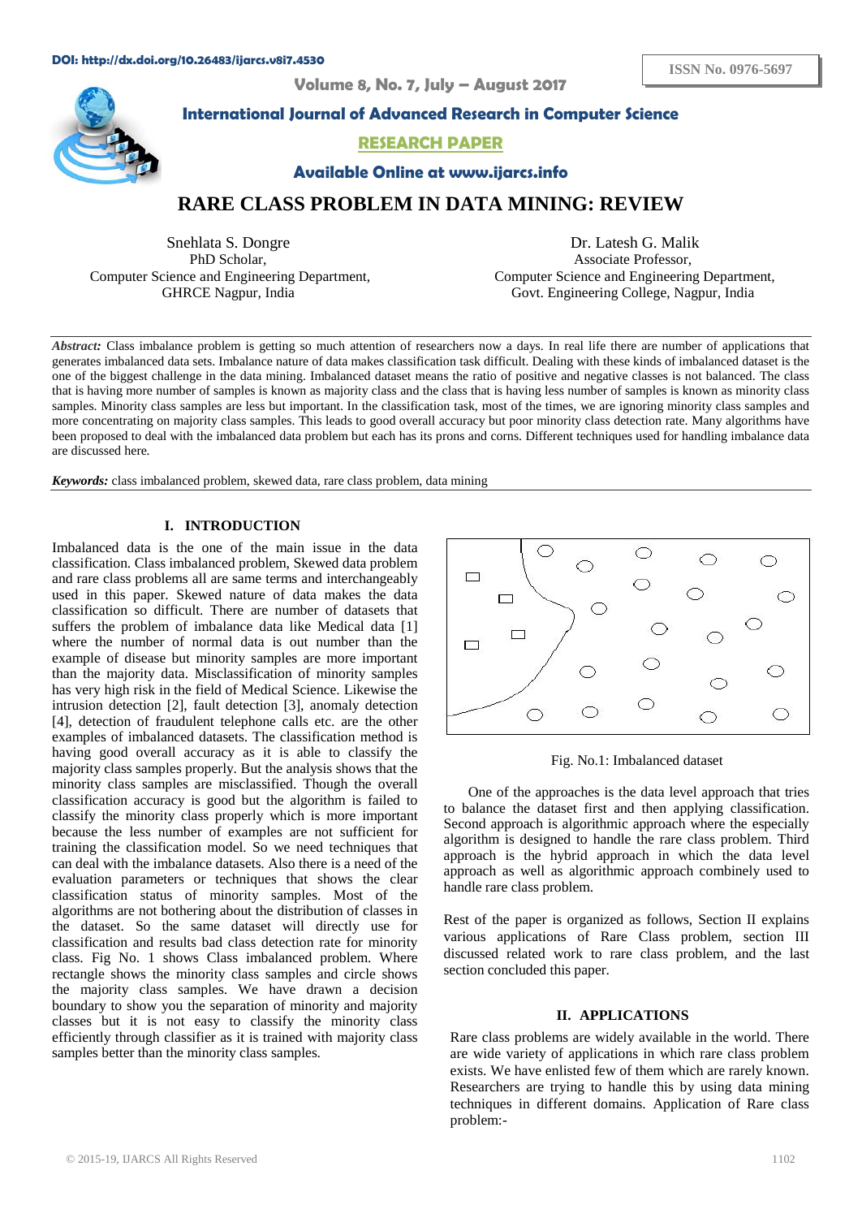# RARE CLASS PROBLEM IN DATA MINING: REVIEW

Snehlata S. Dongre
PhD Scholar,
Computer Science and Engineering Department,
GHRCE Nagpur, India

Dr. Latesh G. Malik
Associate Professor,
Computer Science and Engineering Department,
Govt. Engineering College, Nagpur, India

***Abstract:*** Class imbalance problem is getting so much attention of researchers now a days. In real life there are number of applications that generates imbalanced data sets. Imbalance nature of data makes classification task difficult. Dealing with these kinds of imbalanced dataset is the one of the biggest challenge in the data mining. Imbalanced dataset means the ratio of positive and negative classes is not balanced. The class that is having more number of samples is known as majority class and the class that is having less number of samples is known as minority class samples. Minority class samples are less but important. In the classification task, most of the times, we are ignoring minority class samples and more concentrating on majority class samples. This leads to good overall accuracy but poor minority class detection rate. Many algorithms have been proposed to deal with the imbalanced data problem but each has its prons and corns. Different techniques used for handling imbalance data are discussed here.

***Keywords:*** class imbalanced problem, skewed data, rare class problem, data mining

## I. INTRODUCTION

Imbalanced data is the one of the main issue in the data classification. Class imbalanced problem, Skewed data problem and rare class problems all are same terms and interchangeably used in this paper. Skewed nature of data makes the data classification so difficult. There are number of datasets that suffers the problem of imbalance data like Medical data [1] where the number of normal data is out number than the example of disease but minority samples are more important than the majority data. Misclassification of minority samples has very high risk in the field of Medical Science. Likewise the intrusion detection [2], fault detection [3], anomaly detection [4], detection of fraudulent telephone calls etc. are the other examples of imbalanced datasets. The classification method is having good overall accuracy as it is able to classify the majority class samples properly. But the analysis shows that the minority class samples are misclassified. Though the overall classification accuracy is good but the algorithm is failed to classify the minority class properly which is more important because the less number of examples are not sufficient for training the classification model. So we need techniques that can deal with the imbalance datasets. Also there is a need of the evaluation parameters or techniques that shows the clear classification status of minority samples. Most of the algorithms are not bothering about the distribution of classes in the dataset. So the same dataset will directly use for classification and results bad class detection rate for minority class. Fig No. 1 shows Class imbalanced problem. Where rectangle shows the minority class samples and circle shows the majority class samples. We have drawn a decision boundary to show you the separation of minority and majority classes but it is not easy to classify the minority class efficiently through classifier as it is trained with majority class samples better than the minority class samples.

Fig. No.1: Imbalanced dataset

One of the approaches is the data level approach that tries to balance the dataset first and then applying classification. Second approach is algorithmic approach where the especially algorithm is designed to handle the rare class problem. Third approach is the hybrid approach in which the data level approach as well as algorithmic approach combinely used to handle rare class problem.

Rest of the paper is organized as follows, Section II explains various applications of Rare Class problem, section III discussed related work to rare class problem, and the last section concluded this paper.

## II. APPLICATIONS

Rare class problems are widely available in the world. There are wide variety of applications in which rare class problem exists. We have enlisted few of them which are rarely known. Researchers are trying to handle this by using data mining techniques in different domains. Application of Rare class problem:-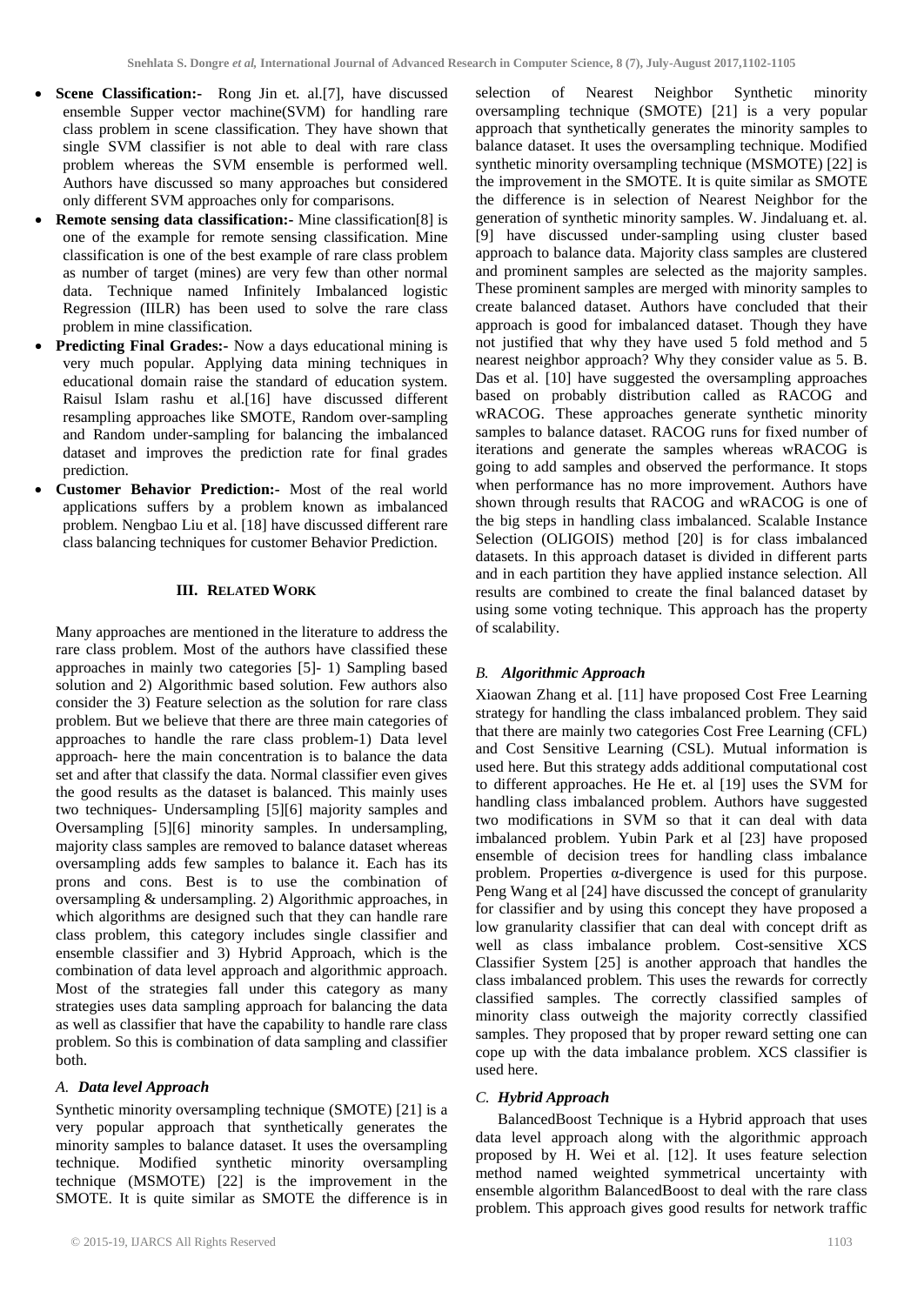- **Scene Classification:-** Rong Jin et. al.[7], have discussed ensemble Supper vector machine(SVM) for handling rare class problem in scene classification. They have shown that single SVM classifier is not able to deal with rare class problem whereas the SVM ensemble is performed well. Authors have discussed so many approaches but considered only different SVM approaches only for comparisons.
- **Remote sensing data classification:-** Mine classification[8] is one of the example for remote sensing classification. Mine classification is one of the best example of rare class problem as number of target (mines) are very few than other normal data. Technique named Infinitely Imbalanced logistic Regression (IILR) has been used to solve the rare class problem in mine classification.
- **Predicting Final Grades:-** Now a days educational mining is very much popular. Applying data mining techniques in educational domain raise the standard of education system. Raisul Islam rashu et al.[16] have discussed different resampling approaches like SMOTE, Random over-sampling and Random under-sampling for balancing the imbalanced dataset and improves the prediction rate for final grades prediction.
- **Customer Behavior Prediction:-** Most of the real world applications suffers by a problem known as imbalanced problem. Nengbao Liu et al. [18] have discussed different rare class balancing techniques for customer Behavior Prediction.

## III. RELATED WORK

Many approaches are mentioned in the literature to address the rare class problem. Most of the authors have classified these approaches in mainly two categories [5]- 1) Sampling based solution and 2) Algorithmic based solution. Few authors also consider the 3) Feature selection as the solution for rare class problem. But we believe that there are three main categories of approaches to handle the rare class problem-1) Data level approach- here the main concentration is to balance the data set and after that classify the data. Normal classifier even gives the good results as the dataset is balanced. This mainly uses two techniques- Undersampling [5][6] majority samples and Oversampling [5][6] minority samples. In undersampling, majority class samples are removed to balance dataset whereas oversampling adds few samples to balance it. Each has its prons and cons. Best is to use the combination of oversampling & undersampling. 2) Algorithmic approaches, in which algorithms are designed such that they can handle rare class problem, this category includes single classifier and ensemble classifier and 3) Hybrid Approach, which is the combination of data level approach and algorithmic approach. Most of the strategies fall under this category as many strategies uses data sampling approach for balancing the data as well as classifier that have the capability to handle rare class problem. So this is combination of data sampling and classifier both.

### *A. Data level Approach*

Synthetic minority oversampling technique (SMOTE) [21] is a very popular approach that synthetically generates the minority samples to balance dataset. It uses the oversampling technique. Modified synthetic minority oversampling technique (MSMOTE) [22] is the improvement in the SMOTE. It is quite similar as SMOTE the difference is in selection of Nearest Neighbor Synthetic minority oversampling technique (SMOTE) [21] is a very popular approach that synthetically generates the minority samples to balance dataset. It uses the oversampling technique. Modified synthetic minority oversampling technique (MSMOTE) [22] is the improvement in the SMOTE. It is quite similar as SMOTE the difference is in selection of Nearest Neighbor for the generation of synthetic minority samples. W. Jindaluang et. al. [9] have discussed under-sampling using cluster based approach to balance data. Majority class samples are clustered and prominent samples are selected as the majority samples. These prominent samples are merged with minority samples to create balanced dataset. Authors have concluded that their approach is good for imbalanced dataset. Though they have not justified that why they have used 5 fold method and 5 nearest neighbor approach? Why they consider value as 5. B. Das et al. [10] have suggested the oversampling approaches based on probably distribution called as RACOG and wRACOG. These approaches generate synthetic minority samples to balance dataset. RACOG runs for fixed number of iterations and generate the samples whereas wRACOG is going to add samples and observed the performance. It stops when performance has no more improvement. Authors have shown through results that RACOG and wRACOG is one of the big steps in handling class imbalanced. Scalable Instance Selection (OLIGOIS) method [20] is for class imbalanced datasets. In this approach dataset is divided in different parts and in each partition they have applied instance selection. All results are combined to create the final balanced dataset by using some voting technique. This approach has the property of scalability.

### *B. Algorithmic Approach*

Xiaowan Zhang et al. [11] have proposed Cost Free Learning strategy for handling the class imbalanced problem. They said that there are mainly two categories Cost Free Learning (CFL) and Cost Sensitive Learning (CSL). Mutual information is used here. But this strategy adds additional computational cost to different approaches. He He et. al. [19] uses the SVM for handling class imbalanced problem. Authors have suggested two modifications in SVM so that it can deal with data imbalanced problem. Yubin Park et al [23] have proposed ensemble of decision trees for handling class imbalance problem. Properties α-divergence is used for this purpose. Peng Wang et al [24] have discussed the concept of granularity for classifier and by using this concept they have proposed a low granularity classifier that can deal with concept drift as well as class imbalance problem. Cost-sensitive XCS Classifier System [25] is another approach that handles the class imbalanced problem. This uses the rewards for correctly classified samples. The correctly classified samples of minority class outweigh the majority correctly classified samples. They proposed that by proper reward setting one can cope up with the data imbalance problem. XCS classifier is used here.

### *C. Hybrid Approach*

BalancedBoost Technique is a Hybrid approach that uses data level approach along with the algorithmic approach proposed by H. Wei et al. [12]. It uses feature selection method named weighted symmetrical uncertainty with ensemble algorithm BalancedBoost to deal with the rare class problem. This approach gives good results for network traffic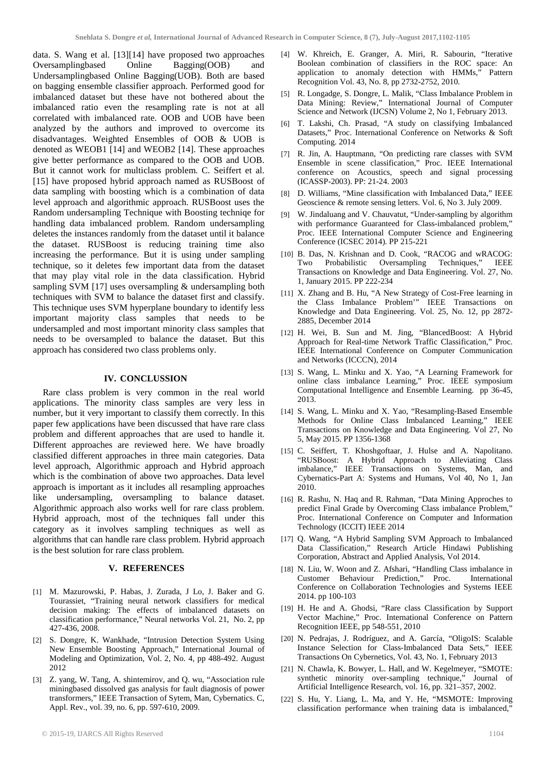data. S. Wang et al. [13][14] have proposed two approaches Oversamplingbased Online Bagging(OOB) and Undersamplingbased Online Bagging(UOB). Both are based on bagging ensemble classifier approach. Performed good for imbalanced dataset but these have not bothered about the imbalanced ratio even the resampling rate is not at all correlated with imbalanced rate. OOB and UOB have been analyzed by the authors and improved to overcome its disadvantages. Weighted Ensembles of OOB & UOB is denoted as WEOB1 [14] and WEOB2 [14]. These approaches give better performance as compared to the OOB and UOB. But it cannot work for multiclass problem. C. Seiffert et al. [15] have proposed hybrid approach named as RUSBoost of data sampling with boosting which is a combination of data level approach and algorithmic approach. RUSBoost uses the Random undersampling Technique with Boosting techniqe for handling data imbalanced problem. Random undersampling deletes the instances randomly from the dataset until it balance the dataset. RUSBoost is reducing training time also increasing the performance. But it is using under sampling technique, so it deletes few important data from the dataset that may play vital role in the data classification. Hybrid sampling SVM [17] uses oversampling & undersampling both techniques with SVM to balance the dataset first and classify. This technique uses SVM hyperplane boundary to identify less important majority class samples that needs to be undersampled and most important minority class samples that needs to be oversampled to balance the dataset. But this approach has considered two class problems only.

## IV. CONCLUSSION

Rare class problem is very common in the real world applications. The minority class samples are very less in number, but it very important to classify them correctly. In this paper few applications have been discussed that have rare class problem and different approaches that are used to handle it. Different approaches are reviewed here. We have broadly classified different approaches in three main categories. Data level approach, Algorithmic approach and Hybrid approach which is the combination of above two approaches. Data level approach is important as it includes all resampling approaches like undersampling, oversampling to balance dataset. Algorithmic approach also works well for rare class problem. Hybrid approach, most of the techniques fall under this category as it involves sampling techniques as well as algorithms that can handle rare class problem. Hybrid approach is the best solution for rare class problem.

## V. REFERENCES

[1] M. Mazurowski, P. Habas, J. Zurada, J Lo, J. Baker and G. Tourassiet, "Training neural network classifiers for medical decision making: The effects of imbalanced datasets on classification performance," Neural networks Vol. 21, No. 2, pp 427-436, 2008.

[2] S. Dongre, K. Wankhade, "Intrusion Detection System Using New Ensemble Boosting Approach," International Journal of Modeling and Optimization, Vol. 2, No. 4, pp 488-492. August 2012

[3] Z. yang, W. Tang, A. shintemirov, and Q. wu, "Association rule miningbased dissolved gas analysis for fault diagnosis of power transformers," IEEE Transaction of Sytem, Man, Cybernatics. C, Appl. Rev., vol. 39, no. 6, pp. 597-610, 2009.

[4] W. Khreich, E. Granger, A. Miri, R. Sabourin, "Iterative Boolean combination of classifiers in the ROC space: An application to anomaly detection with HMMs," Pattern Recognition Vol. 43, No. 8, pp 2732-2752, 2010.

[5] R. Longadge, S. Dongre, L. Malik, "Class Imbalance Problem in Data Mining: Review," International Journal of Computer Science and Network (IJCSN) Volume 2, No 1, February 2013.

[6] T. Lakshi, Ch. Prasad, "A study on classifying Imbalanced Datasets," Proc. International Conference on Networks & Soft Computing. 2014

[7] R. Jin, A. Hauptmann, "On predicting rare classes with SVM Ensemble in scene classification," Proc. IEEE International conference on Acoustics, speech and signal processing (ICASSP-2003). PP: 21-24. 2003

[8] D. Williams, "Mine classification with Imbalanced Data," IEEE Geoscience & remote sensing letters. Vol. 6, No 3. July 2009.

[9] W. Jindaluang and V. Chauvatut, "Under-sampling by algorithm with performance Guaranteed for Class-imbalanced problem," Proc. IEEE International Computer Science and Engineering Conference (ICSEC 2014). PP 215-221

[10] B. Das, N. Krishnan and D. Cook, "RACOG and wRACOG: Two Probabilistic Oversampling Techniques," IEEE Transactions on Knowledge and Data Engineering. Vol. 27, No. 1, January 2015. PP 222-234

[11] X. Zhang and B. Hu, "A New Strategy of Cost-Free learning in the Class Imbalance Problem'" IEEE Transactions on Knowledge and Data Engineering. Vol. 25, No. 12, pp 2872-2885, December 2014

[12] H. Wei, B. Sun and M. Jing, "BlancedBoost: A Hybrid Approach for Real-time Network Traffic Classification," Proc. IEEE International Conference on Computer Communication and Networks (ICCCN), 2014

[13] S. Wang, L. Minku and X. Yao, "A Learning Framework for online class imbalance Learning," Proc. IEEE symposium Computational Intelligence and Ensemble Learning. pp 36-45, 2013.

[14] S. Wang, L. Minku and X. Yao, "Resampling-Based Ensemble Methods for Online Class Imbalanced Learning," IEEE Transactions on Knowledge and Data Engineering. Vol 27, No 5, May 2015. PP 1356-1368

[15] C. Seiffert, T. Khoshgoftaar, J. Hulse and A. Napolitano. "RUSBoost: A Hybrid Approach to Alleviating Class imbalance," IEEE Transactions on Systems, Man, and Cybernatics-Part A: Systems and Humans, Vol 40, No 1, Jan 2010.

[16] R. Rashu, N. Haq and R. Rahman, "Data Mining Approches to predict Final Grade by Overcoming Class imbalance Problem," Proc. International Conference on Computer and Information Technology (ICCIT) IEEE 2014

[17] Q. Wang, "A Hybrid Sampling SVM Approach to Imbalanced Data Classification," Research Article Hindawi Publishing Corporation, Abstract and Applied Analysis, Vol 2014.

[18] N. Liu, W. Woon and Z. Afshari, "Handling Class imbalance in Customer Behaviour Prediction," Proc. International Conference on Collaboration Technologies and Systems IEEE 2014. pp 100-103

[19] H. He and A. Ghodsi, "Rare class Classification by Support Vector Machine," Proc. International Conference on Pattern Recognition IEEE, pp 548-551, 2010

[20] N. Pedrajas, J. Rodríguez, and A. García, "OligoIS: Scalable Instance Selection for Class-Imbalanced Data Sets," IEEE Transactions On Cybernetics, Vol. 43, No. 1, February 2013

[21] N. Chawla, K. Bowyer, L. Hall, and W. Kegelmeyer, "SMOTE: synthetic minority over-sampling technique," Journal of Artificial Intelligence Research, vol. 16, pp. 321–357, 2002.

[22] S. Hu, Y. Liang, L. Ma, and Y. He, "MSMOTE: Improving classification performance when training data is imbalanced,"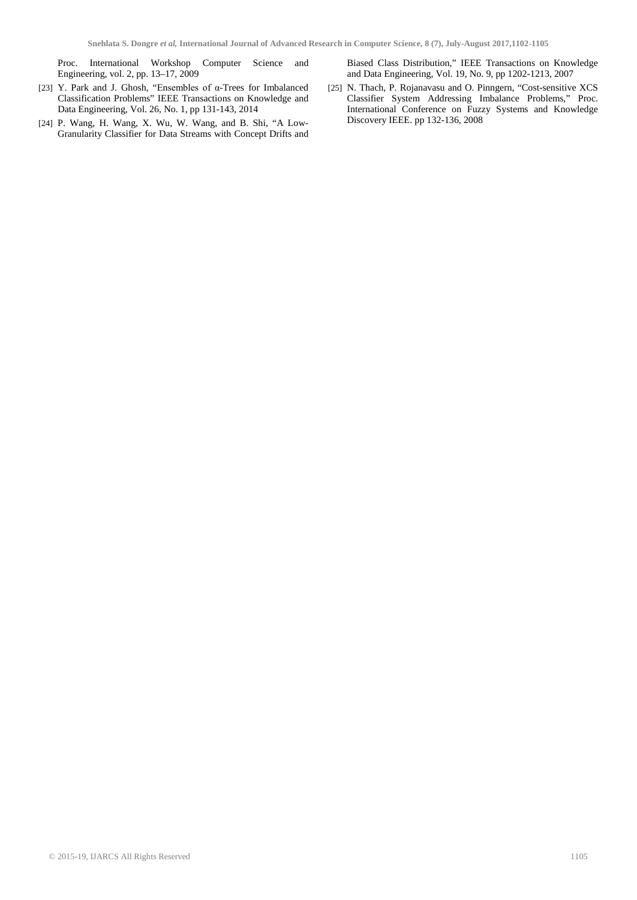Proc. International Workshop Computer Science and Engineering, vol. 2, pp. 13–17, 2009

[23] Y. Park and J. Ghosh, "Ensembles of α-Trees for Imbalanced Classification Problems" IEEE Transactions on Knowledge and Data Engineering, Vol. 26, No. 1, pp 131-143, 2014

[24] P. Wang, H. Wang, X. Wu, W. Wang, and B. Shi, "A Low-Granularity Classifier for Data Streams with Concept Drifts and Biased Class Distribution," IEEE Transactions on Knowledge and Data Engineering, Vol. 19, No. 9, pp 1202-1213, 2007

[25] N. Thach, P. Rojanavasu and O. Pinngern, "Cost-sensitive XCS Classifier System Addressing Imbalance Problems," Proc. International Conference on Fuzzy Systems and Knowledge Discovery IEEE. pp 132-136, 2008